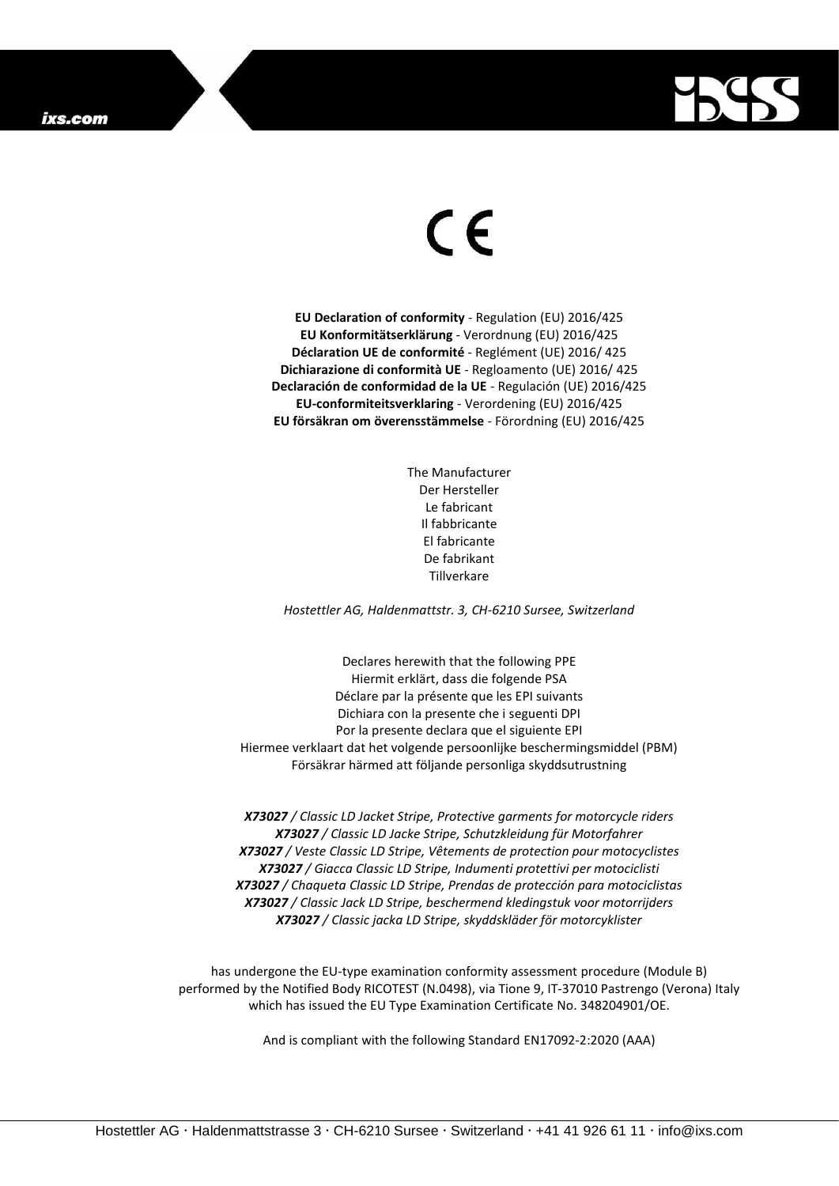ixs.com

CE

**EU Declaration of conformity** - Regulation (EU) 2016/425
**EU Konformitätserklärung** - Verordnung (EU) 2016/425
**Déclaration UE de conformité** - Reglément (UE) 2016/ 425
**Dichiarazione di conformità UE** - Regloamento (UE) 2016/ 425
**Declaración de conformidad de la UE** - Regulación (UE) 2016/425
**EU-conformiteitsverklaring** - Verordening (EU) 2016/425
**EU försäkran om överensstämmelse** - Förordning (EU) 2016/425

The Manufacturer
Der Hersteller
Le fabricant
Il fabbricante
El fabricante
De fabrikant
Tillverkare

*Hostettler AG, Haldenmattstr. 3, CH-6210 Sursee, Switzerland*

Declares herewith that the following PPE
Hiermit erklärt, dass die folgende PSA
Déclare par la présente que les EPI suivants
Dichiara con la presente che i seguenti DPI
Por la presente declara que el siguiente EPI
Hiermee verklaart dat het volgende persoonlijke beschermingsmiddel (PBM)
Försäkrar härmed att följande personliga skyddsutrustning

***X73027*** */ Classic LD Jacket Stripe, Protective garments for motorcycle riders*
***X73027*** */ Classic LD Jacke Stripe, Schutzkleidung für Motorfahrer*
***X73027*** */ Veste Classic LD Stripe, Vêtements de protection pour motocyclistes*
***X73027*** */ Giacca Classic LD Stripe, Indumenti protettivi per motociclisti*
***X73027*** */ Chaqueta Classic LD Stripe, Prendas de protección para motociclistas*
***X73027*** */ Classic Jack LD Stripe, beschermend kledingstuk voor motorrijders*
***X73027*** */ Classic jacka LD Stripe, skyddskläder för motorcyklister*

has undergone the EU-type examination conformity assessment procedure (Module B) performed by the Notified Body RICOTEST (N.0498), via Tione 9, IT-37010 Pastrengo (Verona) Italy which has issued the EU Type Examination Certificate No. 348204901/OE.

And is compliant with the following Standard EN17092-2:2020 (AAA)

Hostettler AG · Haldenmattstrasse 3 · CH-6210 Sursee · Switzerland · +41 41 926 61 11 · info@ixs.com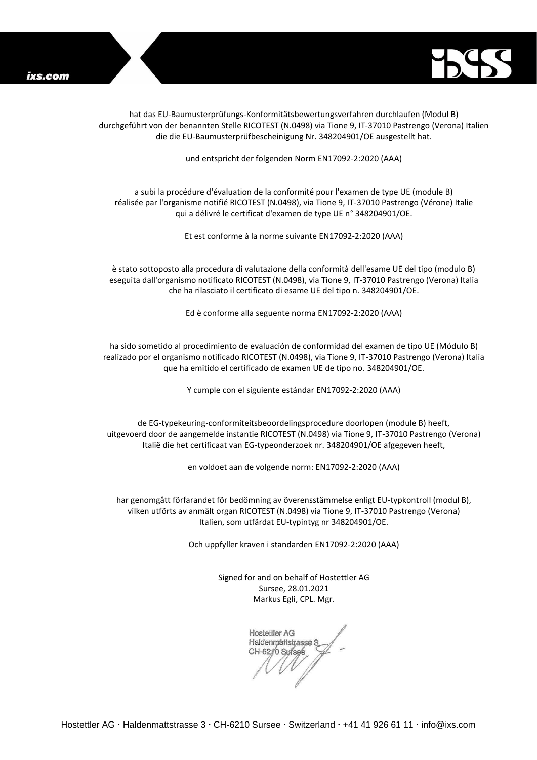hat das EU-Baumusterprüfungs-Konformitätsbewertungsverfahren durchlaufen (Modul B) durchgeführt von der benannten Stelle RICOTEST (N.0498) via Tione 9, IT-37010 Pastrengo (Verona) Italien die die EU-Baumusterprüfbescheinigung Nr. 348204901/OE ausgestellt hat.

und entspricht der folgenden Norm EN17092-2:2020 (AAA)

a subi la procédure d'évaluation de la conformité pour l'examen de type UE (module B) réalisée par l'organisme notifié RICOTEST (N.0498), via Tione 9, IT-37010 Pastrengo (Vérone) Italie qui a délivré le certificat d'examen de type UE n° 348204901/OE.

Et est conforme à la norme suivante EN17092-2:2020 (AAA)

è stato sottoposto alla procedura di valutazione della conformità dell'esame UE del tipo (modulo B) eseguita dall'organismo notificato RICOTEST (N.0498), via Tione 9, IT-37010 Pastrengo (Verona) Italia che ha rilasciato il certificato di esame UE del tipo n. 348204901/OE.

Ed è conforme alla seguente norma EN17092-2:2020 (AAA)

ha sido sometido al procedimiento de evaluación de conformidad del examen de tipo UE (Módulo B) realizado por el organismo notificado RICOTEST (N.0498), via Tione 9, IT-37010 Pastrengo (Verona) Italia que ha emitido el certificado de examen UE de tipo no. 348204901/OE.

Y cumple con el siguiente estándar EN17092-2:2020 (AAA)

de EG-typekeuring-conformiteitsbeoordelingsprocedure doorlopen (module B) heeft, uitgevoerd door de aangemelde instantie RICOTEST (N.0498) via Tione 9, IT-37010 Pastrengo (Verona) Italië die het certificaat van EG-typeonderzoek nr. 348204901/OE afgegeven heeft,

en voldoet aan de volgende norm: EN17092-2:2020 (AAA)

har genomgått förfarandet för bedömning av överensstämmelse enligt EU-typkontroll (modul B), vilken utförts av anmält organ RICOTEST (N.0498) via Tione 9, IT-37010 Pastrengo (Verona) Italien, som utfärdat EU-typintyg nr 348204901/OE.

Och uppfyller kraven i standarden EN17092-2:2020 (AAA)

Signed for and on behalf of Hostettler AG
Sursee, 28.01.2021
Markus Egli, CPL. Mgr.

Hostettler AG
Haldenmattstrasse 3
CH-6210 Sursee

Hostettler AG · Haldenmattstrasse 3 · CH-6210 Sursee · Switzerland · +41 41 926 61 11 · info@ixs.com